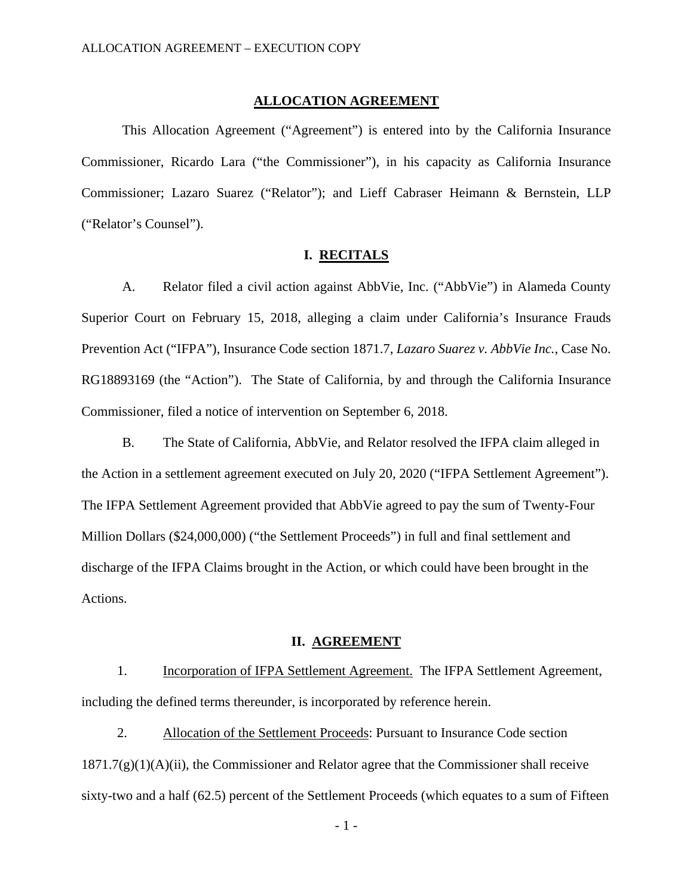# ALLOCATION AGREEMENT

This Allocation Agreement ("Agreement") is entered into by the California Insurance Commissioner, Ricardo Lara ("the Commissioner"), in his capacity as California Insurance Commissioner; Lazaro Suarez ("Relator"); and Lieff Cabraser Heimann & Bernstein, LLP ("Relator's Counsel").

## I. RECITALS

A. Relator filed a civil action against AbbVie, Inc. ("AbbVie") in Alameda County Superior Court on February 15, 2018, alleging a claim under California's Insurance Frauds Prevention Act ("IFPA"), Insurance Code section 1871.7, *Lazaro Suarez v. AbbVie Inc.*, Case No. RG18893169 (the "Action"). The State of California, by and through the California Insurance Commissioner, filed a notice of intervention on September 6, 2018.

B. The State of California, AbbVie, and Relator resolved the IFPA claim alleged in the Action in a settlement agreement executed on July 20, 2020 ("IFPA Settlement Agreement"). The IFPA Settlement Agreement provided that AbbVie agreed to pay the sum of Twenty-Four Million Dollars ($24,000,000) ("the Settlement Proceeds") in full and final settlement and discharge of the IFPA Claims brought in the Action, or which could have been brought in the Actions.

## II. AGREEMENT

1. Incorporation of IFPA Settlement Agreement. The IFPA Settlement Agreement, including the defined terms thereunder, is incorporated by reference herein.

2. Allocation of the Settlement Proceeds: Pursuant to Insurance Code section 1871.7(g)(1)(A)(ii), the Commissioner and Relator agree that the Commissioner shall receive sixty-two and a half (62.5) percent of the Settlement Proceeds (which equates to a sum of Fifteen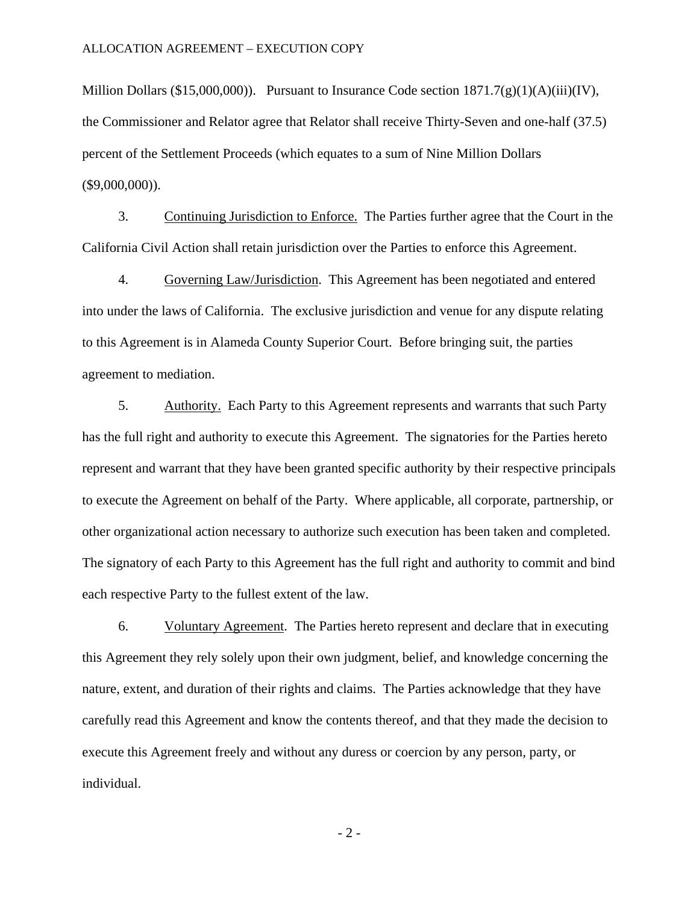Million Dollars ($15,000,000)). Pursuant to Insurance Code section 1871.7(g)(1)(A)(iii)(IV), the Commissioner and Relator agree that Relator shall receive Thirty-Seven and one-half (37.5) percent of the Settlement Proceeds (which equates to a sum of Nine Million Dollars ($9,000,000)).

3. Continuing Jurisdiction to Enforce. The Parties further agree that the Court in the California Civil Action shall retain jurisdiction over the Parties to enforce this Agreement.

4. Governing Law/Jurisdiction. This Agreement has been negotiated and entered into under the laws of California. The exclusive jurisdiction and venue for any dispute relating to this Agreement is in Alameda County Superior Court. Before bringing suit, the parties agreement to mediation.

5. Authority. Each Party to this Agreement represents and warrants that such Party has the full right and authority to execute this Agreement. The signatories for the Parties hereto represent and warrant that they have been granted specific authority by their respective principals to execute the Agreement on behalf of the Party. Where applicable, all corporate, partnership, or other organizational action necessary to authorize such execution has been taken and completed. The signatory of each Party to this Agreement has the full right and authority to commit and bind each respective Party to the fullest extent of the law.

6. Voluntary Agreement. The Parties hereto represent and declare that in executing this Agreement they rely solely upon their own judgment, belief, and knowledge concerning the nature, extent, and duration of their rights and claims. The Parties acknowledge that they have carefully read this Agreement and know the contents thereof, and that they made the decision to execute this Agreement freely and without any duress or coercion by any person, party, or individual.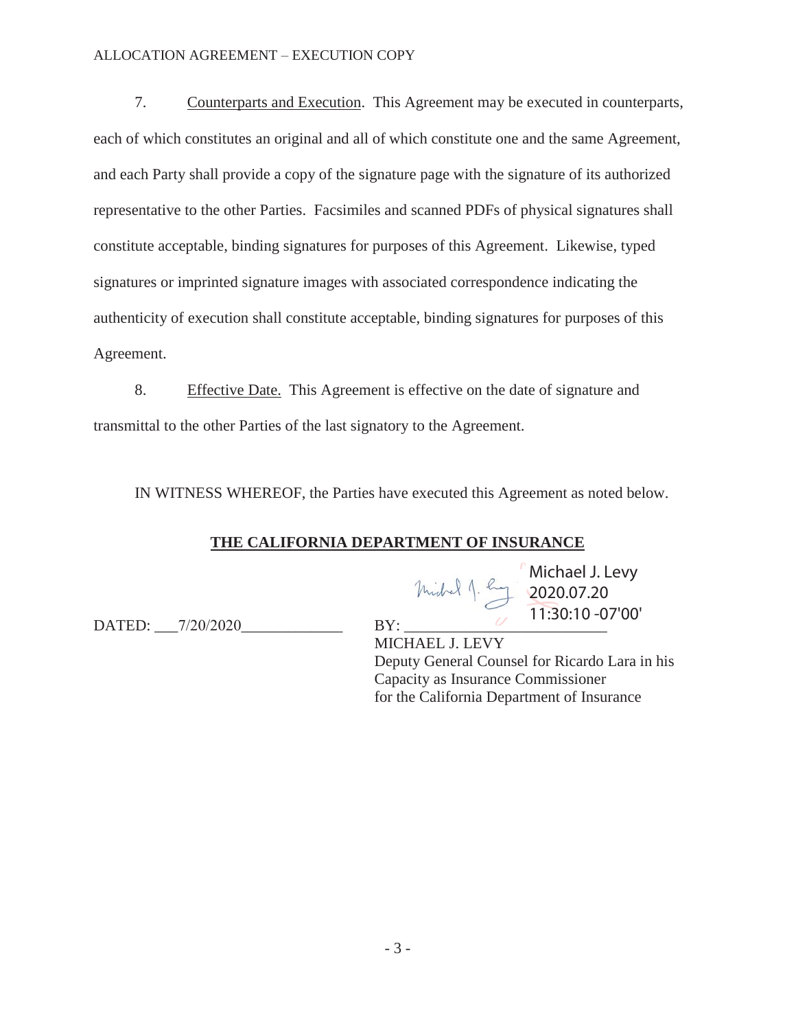7. Counterparts and Execution. This Agreement may be executed in counterparts, each of which constitutes an original and all of which constitute one and the same Agreement, and each Party shall provide a copy of the signature page with the signature of its authorized representative to the other Parties. Facsimiles and scanned PDFs of physical signatures shall constitute acceptable, binding signatures for purposes of this Agreement. Likewise, typed signatures or imprinted signature images with associated correspondence indicating the authenticity of execution shall constitute acceptable, binding signatures for purposes of this Agreement.

8. Effective Date. This Agreement is effective on the date of signature and transmittal to the other Parties of the last signatory to the Agreement.

IN WITNESS WHEREOF, the Parties have executed this Agreement as noted below.

**THE CALIFORNIA DEPARTMENT OF INSURANCE**

Michael J. Levy
2020.07.20
11:30:10 -07'00'

DATED: ___7/20/2020_____________ BY: _________________________

MICHAEL J. LEVY
Deputy General Counsel for Ricardo Lara in his Capacity as Insurance Commissioner for the California Department of Insurance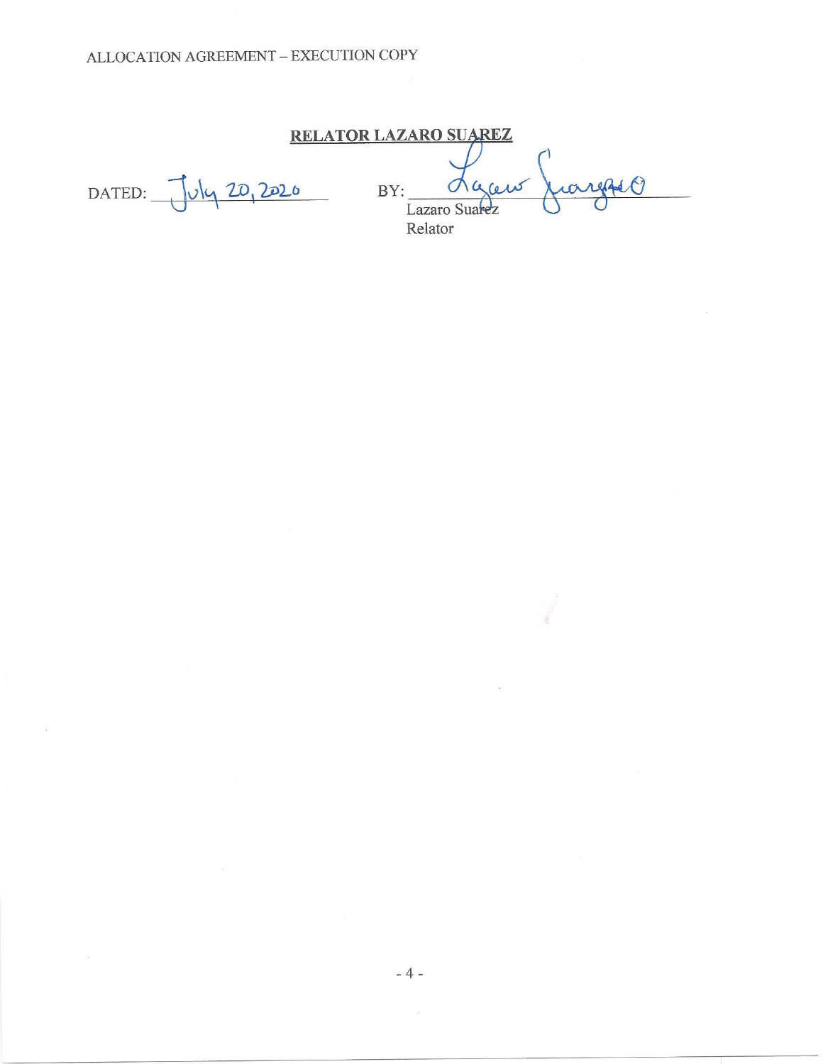ALLOCATION AGREEMENT – EXECUTION COPY

**RELATOR LAZARO SUAREZ**

DATED: July 20, 2020

BY: Lazaro Suarez
Lazaro Suarez
Relator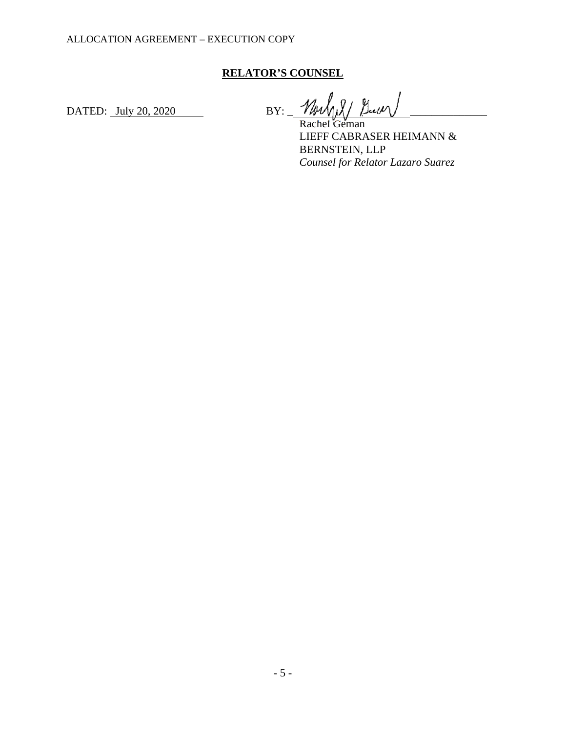**RELATOR'S COUNSEL**

DATED: July 20, 2020

BY: ______________________________

Rachel Geman
LIEFF CABRASER HEIMANN & BERNSTEIN, LLP
*Counsel for Relator Lazaro Suarez*